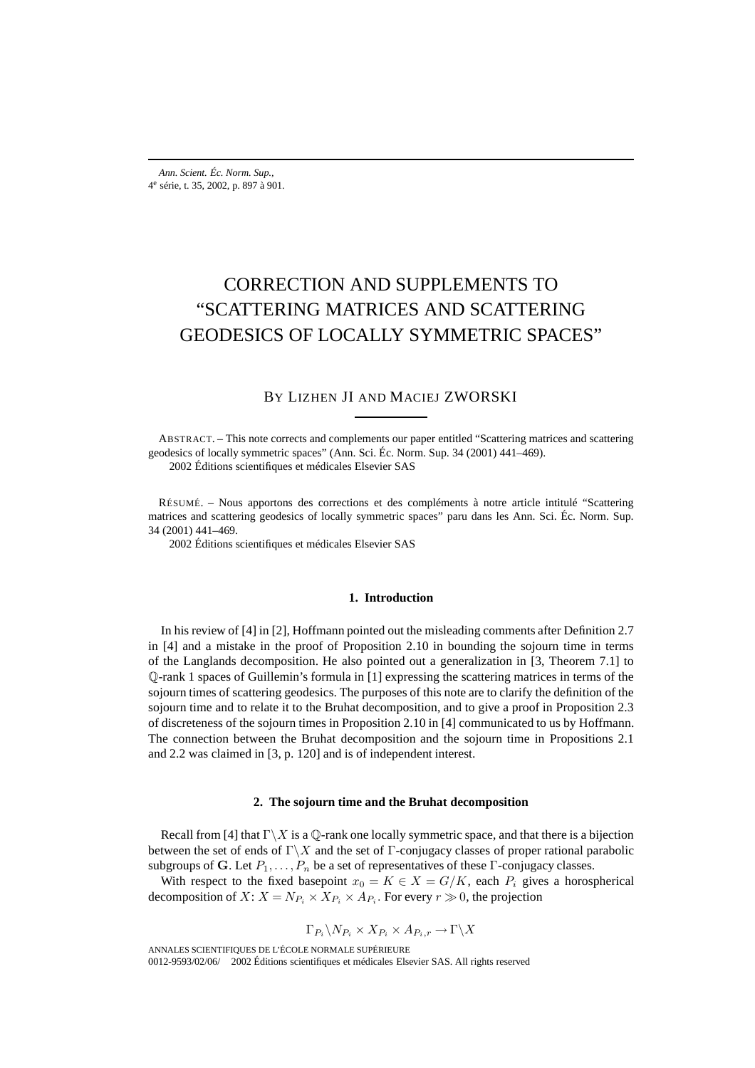# CORRECTION AND SUPPLEMENTS TO "SCATTERING MATRICES AND SCATTERING GEODESICS OF LOCALLY SYMMETRIC SPACES"

BY LIZHEN JI AND MACIEJ ZWORSKI

ABSTRACT. – This note corrects and complements our paper entitled "Scattering matrices and scattering geodesics of locally symmetric spaces" (Ann. Sci. Éc. Norm. Sup. 34 (2001) 441–469).
 2002 Éditions scientifiques et médicales Elsevier SAS

RÉSUMÉ. – Nous apportons des corrections et des compléments à notre article intitulé "Scattering matrices and scattering geodesics of locally symmetric spaces" paru dans les Ann. Sci. Éc. Norm. Sup. 34 (2001) 441–469.
 2002 Éditions scientifiques et médicales Elsevier SAS

### 1. Introduction

In his review of [4] in [2], Hoffmann pointed out the misleading comments after Definition 2.7 in [4] and a mistake in the proof of Proposition 2.10 in bounding the sojourn time in terms of the Langlands decomposition. He also pointed out a generalization in [3, Theorem 7.1] to $\mathbb{Q}$-rank 1 spaces of Guillemin's formula in [1] expressing the scattering matrices in terms of the sojourn times of scattering geodesics. The purposes of this note are to clarify the definition of the sojourn time and to relate it to the Bruhat decomposition, and to give a proof in Proposition 2.3 of discreteness of the sojourn times in Proposition 2.10 in [4] communicated to us by Hoffmann. The connection between the Bruhat decomposition and the sojourn time in Propositions 2.1 and 2.2 was claimed in [3, p. 120] and is of independent interest.

### 2. The sojourn time and the Bruhat decomposition

Recall from [4] that $\Gamma\backslash X$ is a $\mathbb{Q}$-rank one locally symmetric space, and that there is a bijection between the set of ends of $\Gamma\backslash X$ and the set of $\Gamma$-conjugacy classes of proper rational parabolic subgroups of $\mathbf{G}$. Let $P_1,\ldots,P_n$ be a set of representatives of these $\Gamma$-conjugacy classes.

With respect to the fixed basepoint $x_0 = K \in X = G/K$, each $P_i$ gives a horospherical decomposition of $X$: $X = N_{P_i} \times X_{P_i} \times A_{P_i}$. For every $r \gg 0$, the projection

$$\Gamma_{P_i}\backslash N_{P_i} \times X_{P_i} \times A_{P_i,r} \to \Gamma\backslash X$$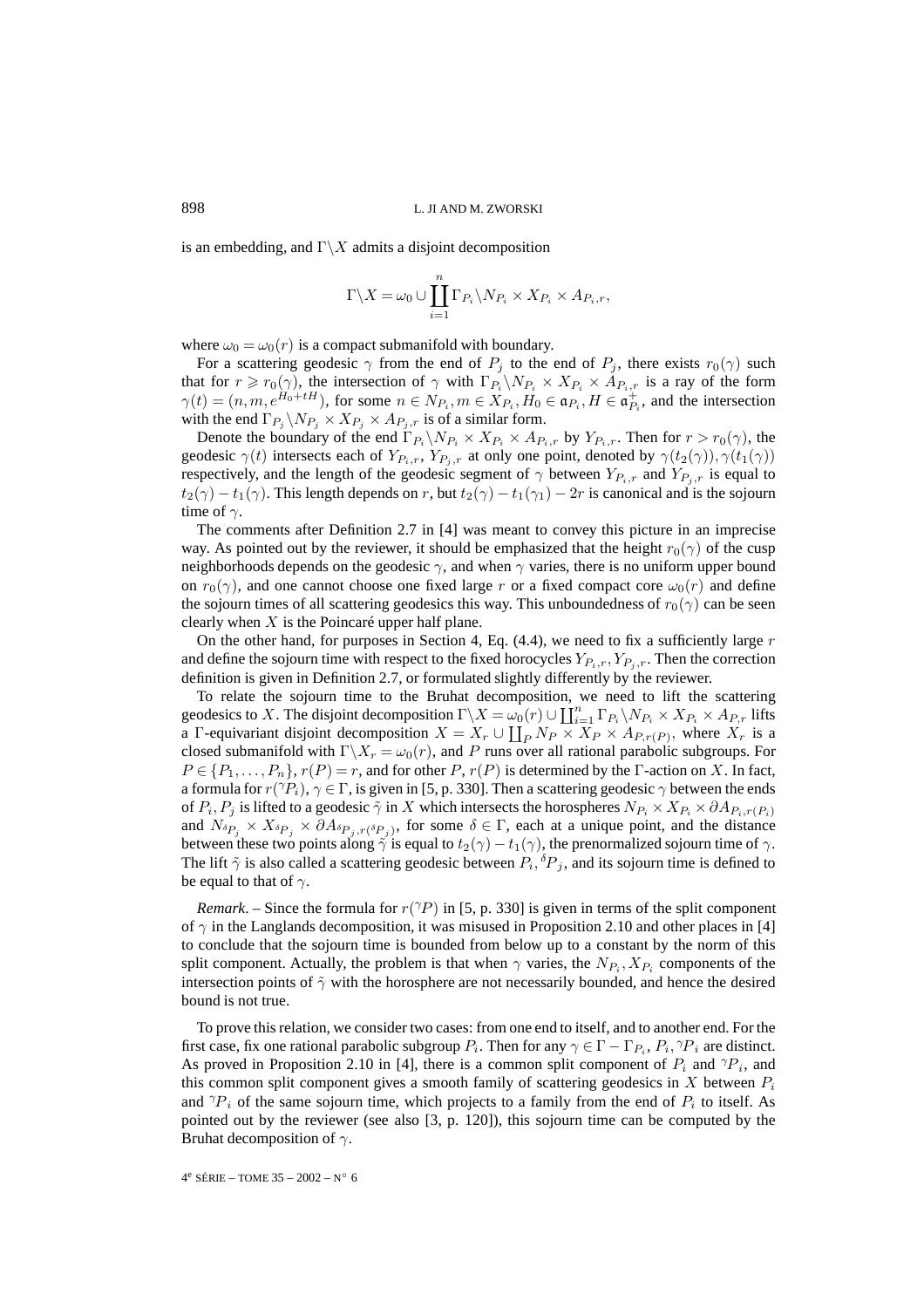is an embedding, and $\Gamma\backslash X$ admits a disjoint decomposition

$$\Gamma\backslash X = \omega_0 \cup \coprod_{i=1}^{n} \Gamma_{P_i}\backslash N_{P_i} \times X_{P_i} \times A_{P_i,r},$$

where $\omega_0 = \omega_0(r)$ is a compact submanifold with boundary.

For a scattering geodesic $\gamma$ from the end of $P_j$ to the end of $P_j$, there exists $r_0(\gamma)$ such that for $r \geqslant r_0(\gamma)$, the intersection of $\gamma$ with $\Gamma_{P_i}\backslash N_{P_i} \times X_{P_i} \times A_{P_i,r}$ is a ray of the form $\gamma(t) = (n, m, e^{H_0+tH})$, for some $n \in N_{P_i}, m \in X_{P_i}, H_0 \in \mathfrak{a}_{P_i}, H \in \mathfrak{a}_{P_i}^+$, and the intersection with the end $\Gamma_{P_j}\backslash N_{P_j} \times X_{P_j} \times A_{P_j,r}$ is of a similar form.

Denote the boundary of the end $\Gamma_{P_i}\backslash N_{P_i} \times X_{P_i} \times A_{P_i,r}$ by $Y_{P_i,r}$. Then for $r > r_0(\gamma)$, the geodesic $\gamma(t)$ intersects each of $Y_{P_i,r}$, $Y_{P_j,r}$ at only one point, denoted by $\gamma(t_2(\gamma)), \gamma(t_1(\gamma))$ respectively, and the length of the geodesic segment of $\gamma$ between $Y_{P_i,r}$ and $Y_{P_j,r}$ is equal to $t_2(\gamma) - t_1(\gamma)$. This length depends on $r$, but $t_2(\gamma) - t_1(\gamma_1) - 2r$ is canonical and is the sojourn time of $\gamma$.

The comments after Definition 2.7 in [4] was meant to convey this picture in an imprecise way. As pointed out by the reviewer, it should be emphasized that the height $r_0(\gamma)$ of the cusp neighborhoods depends on the geodesic $\gamma$, and when $\gamma$ varies, there is no uniform upper bound on $r_0(\gamma)$, and one cannot choose one fixed large $r$ or a fixed compact core $\omega_0(r)$ and define the sojourn times of all scattering geodesics this way. This unboundedness of $r_0(\gamma)$ can be seen clearly when $X$ is the Poincaré upper half plane.

On the other hand, for purposes in Section 4, Eq. (4.4), we need to fix a sufficiently large $r$ and define the sojourn time with respect to the fixed horocycles $Y_{P_i,r}, Y_{P_j,r}$. Then the correction definition is given in Definition 2.7, or formulated slightly differently by the reviewer.

To relate the sojourn time to the Bruhat decomposition, we need to lift the scattering geodesics to $X$. The disjoint decomposition $\Gamma\backslash X = \omega_0(r) \cup \coprod_{i=1}^{n} \Gamma_{P_i}\backslash N_{P_i} \times X_{P_i} \times A_{P,r}$ lifts a $\Gamma$-equivariant disjoint decomposition $X = X_r \cup \coprod_P N_P \times X_P \times A_{P,r(P)}$, where $X_r$ is a closed submanifold with $\Gamma\backslash X_r = \omega_0(r)$, and $P$ runs over all rational parabolic subgroups. For $P \in \{P_1, \ldots, P_n\}$, $r(P) = r$, and for other $P$, $r(P)$ is determined by the $\Gamma$-action on $X$. In fact, a formula for $r({}^{\gamma}P_i)$, $\gamma \in \Gamma$, is given in [5, p. 330]. Then a scattering geodesic $\gamma$ between the ends of $P_i, P_j$ is lifted to a geodesic $\tilde{\gamma}$ in $X$ which intersects the horospheres $N_{P_i} \times X_{P_i} \times \partial A_{P_i,r(P_i)}$ and $N_{{}^{\delta}P_j} \times X_{{}^{\delta}P_j} \times \partial A_{{}^{\delta}P_j,r({}^{\delta}P_j)}$, for some $\delta \in \Gamma$, each at a unique point, and the distance between these two points along $\tilde{\gamma}$ is equal to $t_2(\gamma) - t_1(\gamma)$, the prenormalized sojourn time of $\gamma$. The lift $\tilde{\gamma}$ is also called a scattering geodesic between $P_i, {}^{\delta}P_j$, and its sojourn time is defined to be equal to that of $\gamma$.

*Remark*. – Since the formula for $r({}^{\gamma}P)$ in [5, p. 330] is given in terms of the split component of $\gamma$ in the Langlands decomposition, it was misused in Proposition 2.10 and other places in [4] to conclude that the sojourn time is bounded from below up to a constant by the norm of this split component. Actually, the problem is that when $\gamma$ varies, the $N_{P_i}, X_{P_i}$ components of the intersection points of $\tilde{\gamma}$ with the horosphere are not necessarily bounded, and hence the desired bound is not true.

To prove this relation, we consider two cases: from one end to itself, and to another end. For the first case, fix one rational parabolic subgroup $P_i$. Then for any $\gamma \in \Gamma - \Gamma_{P_i}$, $P_i, {}^{\gamma}P_i$ are distinct. As proved in Proposition 2.10 in [4], there is a common split component of $P_i$ and ${}^{\gamma}P_i$, and this common split component gives a smooth family of scattering geodesics in $X$ between $P_i$ and ${}^{\gamma}P_i$ of the same sojourn time, which projects to a family from the end of $P_i$ to itself. As pointed out by the reviewer (see also [3, p. 120]), this sojourn time can be computed by the Bruhat decomposition of $\gamma$.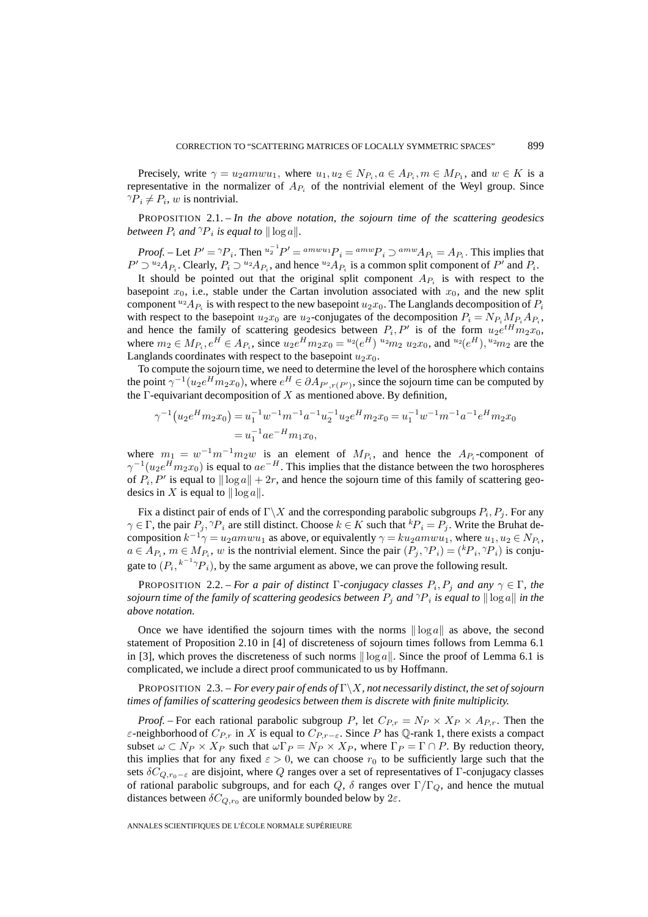Precisely, write $\gamma = u_2 a m w u_1$, where $u_1, u_2 \in N_{P_i}, a \in A_{P_i}, m \in M_{P_1}$, and $w \in K$ is a representative in the normalizer of $A_{P_i}$ of the nontrivial element of the Weyl group. Since ${}^{\gamma}P_i \neq P_i$, $w$ is nontrivial.

PROPOSITION 2.1. – *In the above notation, the sojourn time of the scattering geodesics between $P_i$ and ${}^{\gamma}P_i$ is equal to $\|\log a\|$.*

*Proof.* – Let $P' = {}^{\gamma}P_i$. Then ${}^{u_2^{-1}}P' = {}^{amwu_1}P_i = {}^{amw}P_i \supset {}^{amw}A_{P_i} = A_{P_i}$. This implies that $P' \supset {}^{u_2}A_{P_i}$. Clearly, $P_i \supset {}^{u_2}A_{P_i}$, and hence ${}^{u_2}A_{P_i}$ is a common split component of $P'$ and $P_i$.

It should be pointed out that the original split component $A_{P_i}$ is with respect to the basepoint $x_0$, i.e., stable under the Cartan involution associated with $x_0$, and the new split component ${}^{u_2}A_{P_i}$ is with respect to the new basepoint $u_2 x_0$. The Langlands decomposition of $P_i$ with respect to the basepoint $u_2 x_0$ are $u_2$-conjugates of the decomposition $P_i = N_{P_i} M_{P_i} A_{P_i}$, and hence the family of scattering geodesics between $P_i, P'$ is of the form $u_2 e^{tH} m_2 x_0$, where $m_2 \in M_{P_i}, e^H \in A_{P_i}$, since $u_2 e^H m_2 x_0 = {}^{u_2}(e^H)\ {}^{u_2}m_2\ u_2 x_0$, and ${}^{u_2}(e^H), {}^{u_2}m_2$ are the Langlands coordinates with respect to the basepoint $u_2 x_0$.

To compute the sojourn time, we need to determine the level of the horosphere which contains the point $\gamma^{-1}(u_2 e^H m_2 x_0)$, where $e^H \in \partial A_{P', r(P')}$, since the sojourn time can be computed by the $\Gamma$-equivariant decomposition of $X$ as mentioned above. By definition,

$$\begin{aligned}\gamma^{-1}\big(u_2 e^H m_2 x_0\big) &= u_1^{-1} w^{-1} m^{-1} a^{-1} u_2^{-1} u_2 e^H m_2 x_0 = u_1^{-1} w^{-1} m^{-1} a^{-1} e^H m_2 x_0 \\ &= u_1^{-1} a e^{-H} m_1 x_0,\end{aligned}$$

where $m_1 = w^{-1} m^{-1} m_2 w$ is an element of $M_{P_i}$, and hence the $A_{P_i}$-component of $\gamma^{-1}(u_2 e^H m_2 x_0)$ is equal to $a e^{-H}$. This implies that the distance between the two horospheres of $P_i, P'$ is equal to $\|\log a\| + 2r$, and hence the sojourn time of this family of scattering geodesics in $X$ is equal to $\|\log a\|$.

Fix a distinct pair of ends of $\Gamma\backslash X$ and the corresponding parabolic subgroups $P_i, P_j$. For any $\gamma \in \Gamma$, the pair $P_j, {}^{\gamma}P_i$ are still distinct. Choose $k \in K$ such that ${}^{k}P_i = P_j$. Write the Bruhat decomposition $k^{-1}\gamma = u_2 a m w u_1$ as above, or equivalently $\gamma = k u_2 a m w u_1$, where $u_1, u_2 \in N_{P_i}$, $a \in A_{P_i}$, $m \in M_{P_i}$, $w$ is the nontrivial element. Since the pair $(P_j, {}^{\gamma}P_i) = ({}^{k}P_i, {}^{\gamma}P_i)$ is conjugate to $(P_i, {}^{k^{-1}\gamma}P_i)$, by the same argument as above, we can prove the following result.

PROPOSITION 2.2. – *For a pair of distinct $\Gamma$-conjugacy classes $P_i, P_j$ and any $\gamma \in \Gamma$, the sojourn time of the family of scattering geodesics between $P_j$ and ${}^{\gamma}P_i$ is equal to $\|\log a\|$ in the above notation.*

Once we have identified the sojourn times with the norms $\|\log a\|$ as above, the second statement of Proposition 2.10 in [4] of discreteness of sojourn times follows from Lemma 6.1 in [3], which proves the discreteness of such norms $\|\log a\|$. Since the proof of Lemma 6.1 is complicated, we include a direct proof communicated to us by Hoffmann.

PROPOSITION 2.3. – *For every pair of ends of $\Gamma\backslash X$, not necessarily distinct, the set of sojourn times of families of scattering geodesics between them is discrete with finite multiplicity.*

*Proof.* – For each rational parabolic subgroup $P$, let $C_{P,r} = N_P \times X_P \times A_{P,r}$. Then the $\varepsilon$-neighborhood of $C_{P,r}$ in $X$ is equal to $C_{P,r-\varepsilon}$. Since $P$ has $\mathbb{Q}$-rank 1, there exists a compact subset $\omega \subset N_P \times X_P$ such that $\omega\Gamma_P = N_P \times X_P$, where $\Gamma_P = \Gamma \cap P$. By reduction theory, this implies that for any fixed $\varepsilon > 0$, we can choose $r_0$ to be sufficiently large such that the sets $\delta C_{Q,r_0-\varepsilon}$ are disjoint, where $Q$ ranges over a set of representatives of $\Gamma$-conjugacy classes of rational parabolic subgroups, and for each $Q$, $\delta$ ranges over $\Gamma/\Gamma_Q$, and hence the mutual distances between $\delta C_{Q,r_0}$ are uniformly bounded below by $2\varepsilon$.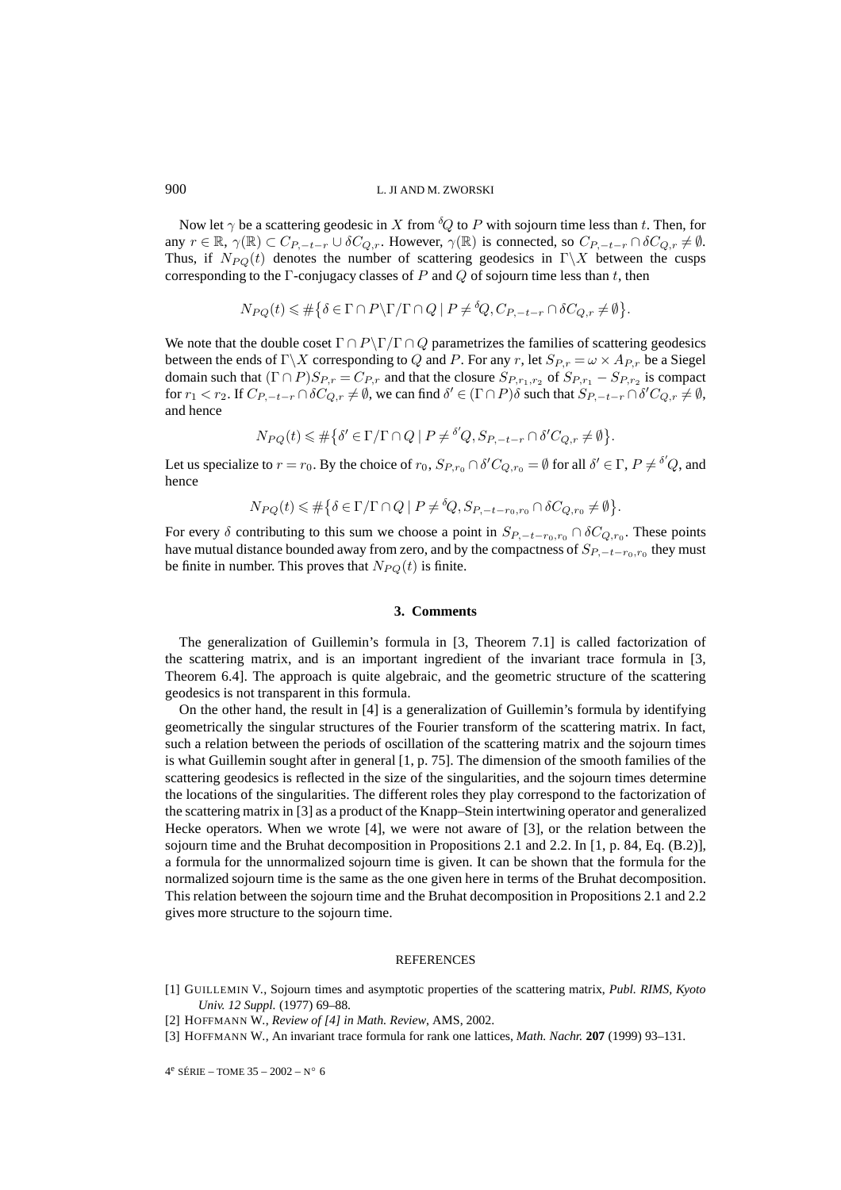Now let $\gamma$ be a scattering geodesic in $X$ from ${}^{\delta}Q$ to $P$ with sojourn time less than $t$. Then, for any $r \in \mathbb{R}$, $\gamma(\mathbb{R}) \subset C_{P,-t-r} \cup \delta C_{Q,r}$. However, $\gamma(\mathbb{R})$ is connected, so $C_{P,-t-r} \cap \delta C_{Q,r} \neq \emptyset$. Thus, if $N_{PQ}(t)$ denotes the number of scattering geodesics in $\Gamma\backslash X$ between the cusps corresponding to the $\Gamma$-conjugacy classes of $P$ and $Q$ of sojourn time less than $t$, then

$$N_{PQ}(t) \leqslant \#\{\delta \in \Gamma \cap P\backslash\Gamma/\Gamma \cap Q \mid P \neq {}^{\delta}Q, C_{P,-t-r} \cap \delta C_{Q,r} \neq \emptyset\}.$$

We note that the double coset $\Gamma \cap P\backslash\Gamma/\Gamma \cap Q$ parametrizes the families of scattering geodesics between the ends of $\Gamma\backslash X$ corresponding to $Q$ and $P$. For any $r$, let $S_{P,r} = \omega \times A_{P,r}$ be a Siegel domain such that $(\Gamma \cap P)S_{P,r} = C_{P,r}$ and that the closure $S_{P,r_1,r_2}$ of $S_{P,r_1} - S_{P,r_2}$ is compact for $r_1 < r_2$. If $C_{P,-t-r} \cap \delta C_{Q,r} \neq \emptyset$, we can find $\delta' \in (\Gamma \cap P)\delta$ such that $S_{P,-t-r} \cap \delta' C_{Q,r} \neq \emptyset$, and hence

$$N_{PQ}(t) \leqslant \#\{\delta' \in \Gamma/\Gamma \cap Q \mid P \neq {}^{\delta'}Q, S_{P,-t-r} \cap \delta' C_{Q,r} \neq \emptyset\}.$$

Let us specialize to $r = r_0$. By the choice of $r_0$, $S_{P,r_0} \cap \delta' C_{Q,r_0} = \emptyset$ for all $\delta' \in \Gamma$, $P \neq {}^{\delta'}Q$, and hence

$$N_{PQ}(t) \leqslant \#\{\delta \in \Gamma/\Gamma \cap Q \mid P \neq {}^{\delta}Q, S_{P,-t-r_0,r_0} \cap \delta C_{Q,r_0} \neq \emptyset\}.$$

For every $\delta$ contributing to this sum we choose a point in $S_{P,-t-r_0,r_0} \cap \delta C_{Q,r_0}$. These points have mutual distance bounded away from zero, and by the compactness of $S_{P,-t-r_0,r_0}$ they must be finite in number. This proves that $N_{PQ}(t)$ is finite.

## 3. Comments

The generalization of Guillemin's formula in [3, Theorem 7.1] is called factorization of the scattering matrix, and is an important ingredient of the invariant trace formula in [3, Theorem 6.4]. The approach is quite algebraic, and the geometric structure of the scattering geodesics is not transparent in this formula.

On the other hand, the result in [4] is a generalization of Guillemin's formula by identifying geometrically the singular structures of the Fourier transform of the scattering matrix. In fact, such a relation between the periods of oscillation of the scattering matrix and the sojourn times is what Guillemin sought after in general [1, p. 75]. The dimension of the smooth families of the scattering geodesics is reflected in the size of the singularities, and the sojourn times determine the locations of the singularities. The different roles they play correspond to the factorization of the scattering matrix in [3] as a product of the Knapp–Stein intertwining operator and generalized Hecke operators. When we wrote [4], we were not aware of [3], or the relation between the sojourn time and the Bruhat decomposition in Propositions 2.1 and 2.2. In [1, p. 84, Eq. (B.2)], a formula for the unnormalized sojourn time is given. It can be shown that the formula for the normalized sojourn time is the same as the one given here in terms of the Bruhat decomposition. This relation between the sojourn time and the Bruhat decomposition in Propositions 2.1 and 2.2 gives more structure to the sojourn time.

## REFERENCES

[1] GUILLEMIN V., Sojourn times and asymptotic properties of the scattering matrix, *Publ. RIMS, Kyoto Univ. 12 Suppl.* (1977) 69–88.

[2] HOFFMANN W., *Review of [4] in Math. Review*, AMS, 2002.

[3] HOFFMANN W., An invariant trace formula for rank one lattices, *Math. Nachr.* **207** (1999) 93–131.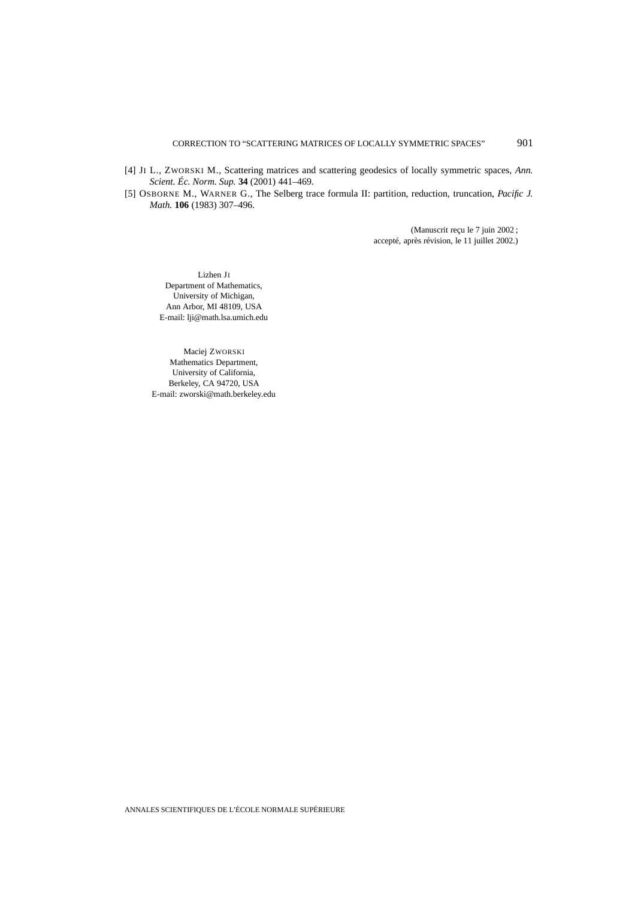[4] JI L., ZWORSKI M., Scattering matrices and scattering geodesics of locally symmetric spaces, *Ann. Scient. Éc. Norm. Sup.* **34** (2001) 441–469.

[5] OSBORNE M., WARNER G., The Selberg trace formula II: partition, reduction, truncation, *Pacific J. Math.* **106** (1983) 307–496.

(Manuscrit reçu le 7 juin 2002 ;
accepté, après révision, le 11 juillet 2002.)

Lizhen JI
Department of Mathematics,
University of Michigan,
Ann Arbor, MI 48109, USA
E-mail: lji@math.lsa.umich.edu

Maciej ZWORSKI
Mathematics Department,
University of California,
Berkeley, CA 94720, USA
E-mail: zworski@math.berkeley.edu